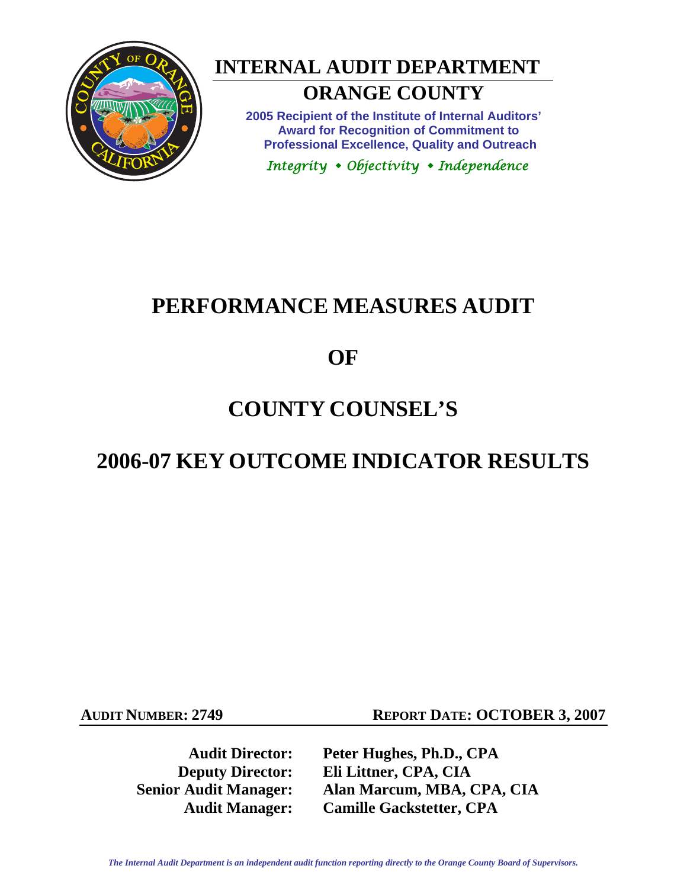# INTERNAL AUDIT DEPARTMENT

## ORANGE COUNTY

**2005 Recipient of the Institute of Internal Auditors' Award for Recognition of Commitment to Professional Excellence, Quality and Outreach**

*Integrity • Objectivity • Independence*

# PERFORMANCE MEASURES AUDIT

# OF

# COUNTY COUNSEL'S

# 2006-07 KEY OUTCOME INDICATOR RESULTS

**AUDIT NUMBER: 2749** **REPORT DATE: OCTOBER 3, 2007**

**Audit Director:** Peter Hughes, Ph.D., CPA
**Deputy Director:** Eli Littner, CPA, CIA
**Senior Audit Manager:** Alan Marcum, MBA, CPA, CIA
**Audit Manager:** Camille Gackstetter, CPA

*The Internal Audit Department is an independent audit function reporting directly to the Orange County Board of Supervisors.*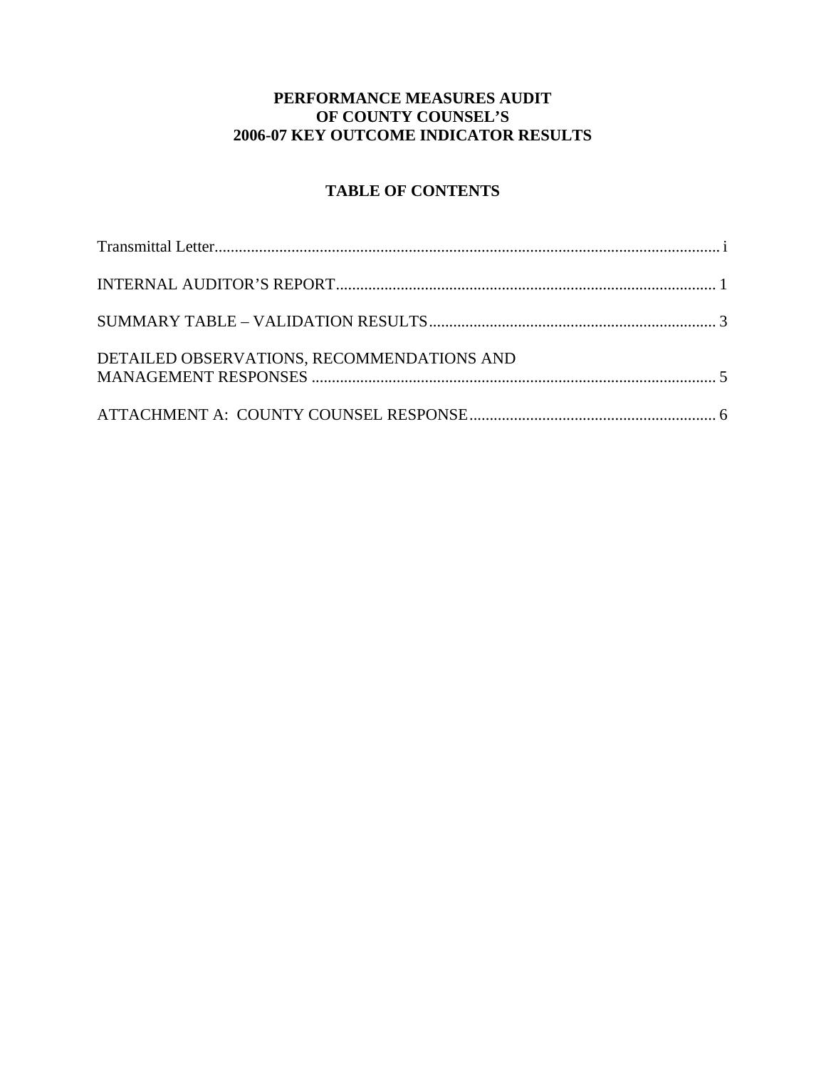# PERFORMANCE MEASURES AUDIT
# OF COUNTY COUNSEL'S
# 2006-07 KEY OUTCOME INDICATOR RESULTS

## TABLE OF CONTENTS

Transmittal Letter........................................................................................................................ i

INTERNAL AUDITOR'S REPORT............................................................................................ 1

SUMMARY TABLE – VALIDATION RESULTS....................................................................... 3

DETAILED OBSERVATIONS, RECOMMENDATIONS AND MANAGEMENT RESPONSES .................................................................................................. 5

ATTACHMENT A: COUNTY COUNSEL RESPONSE............................................................. 6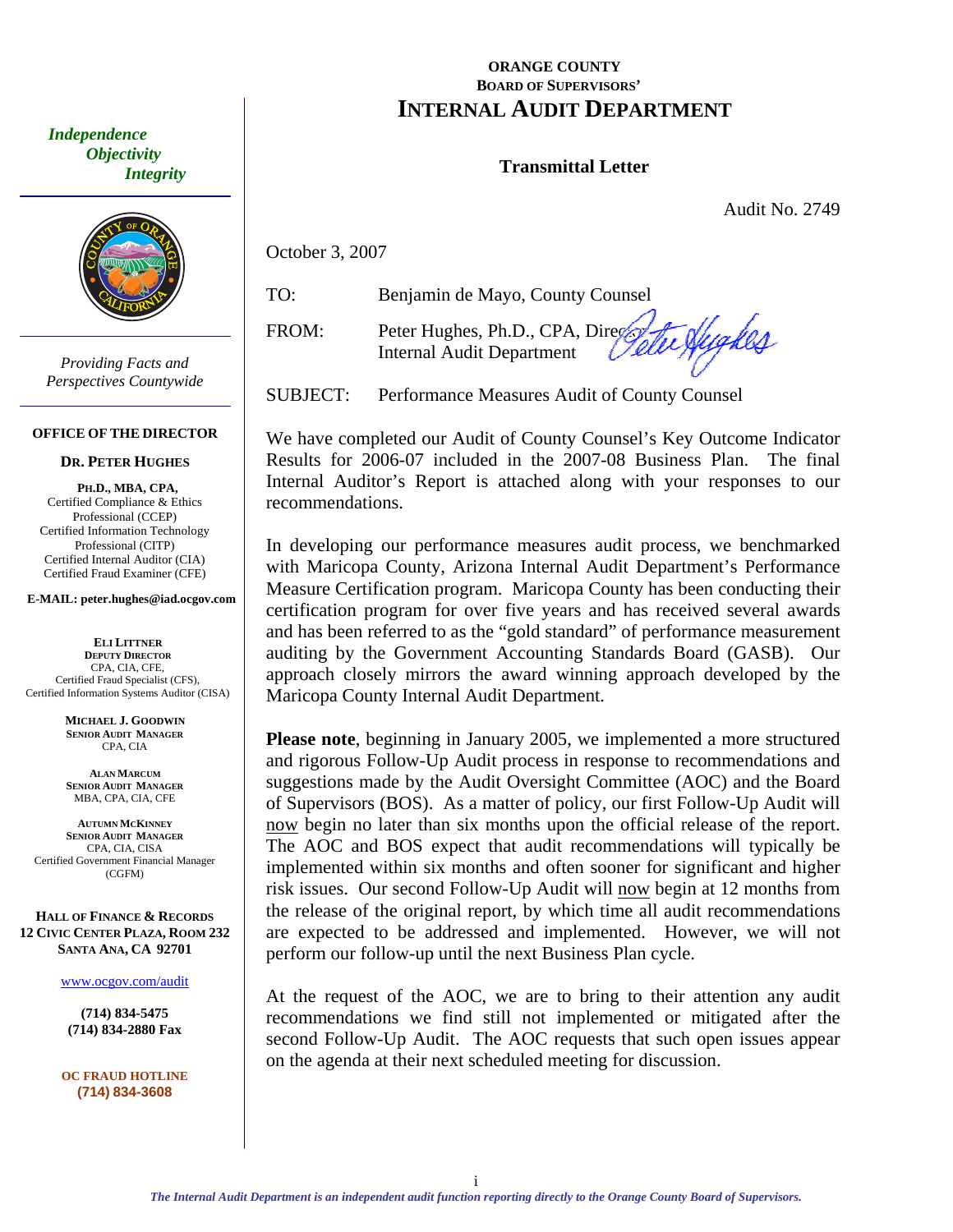# ORANGE COUNTY BOARD OF SUPERVISORS' INTERNAL AUDIT DEPARTMENT

*Independence*
*Objectivity*
*Integrity*

*Providing Facts and Perspectives Countywide*

**OFFICE OF THE DIRECTOR**

**DR. PETER HUGHES**

**PH.D., MBA, CPA,**
Certified Compliance & Ethics Professional (CCEP)
Certified Information Technology Professional (CITP)
Certified Internal Auditor (CIA)
Certified Fraud Examiner (CFE)

**E-MAIL: peter.hughes@iad.ocgov.com**

**ELI LITTNER**
**DEPUTY DIRECTOR**
CPA, CIA, CFE,
Certified Fraud Specialist (CFS),
Certified Information Systems Auditor (CISA)

**MICHAEL J. GOODWIN**
**SENIOR AUDIT MANAGER**
CPA, CIA

**ALAN MARCUM**
**SENIOR AUDIT MANAGER**
MBA, CPA, CIA, CFE

**AUTUMN MCKINNEY**
**SENIOR AUDIT MANAGER**
CPA, CIA, CISA
Certified Government Financial Manager (CGFM)

**HALL OF FINANCE & RECORDS**
**12 CIVIC CENTER PLAZA, ROOM 232**
**SANTA ANA, CA 92701**

www.ocgov.com/audit

**(714) 834-5475**
**(714) 834-2880 Fax**

**OC FRAUD HOTLINE**
**(714) 834-3608**

## Transmittal Letter

Audit No. 2749

October 3, 2007

TO: Benjamin de Mayo, County Counsel

FROM: Peter Hughes, Ph.D., CPA, Director
Internal Audit Department

SUBJECT: Performance Measures Audit of County Counsel

We have completed our Audit of County Counsel's Key Outcome Indicator Results for 2006-07 included in the 2007-08 Business Plan. The final Internal Auditor's Report is attached along with your responses to our recommendations.

In developing our performance measures audit process, we benchmarked with Maricopa County, Arizona Internal Audit Department's Performance Measure Certification program. Maricopa County has been conducting their certification program for over five years and has received several awards and has been referred to as the "gold standard" of performance measurement auditing by the Government Accounting Standards Board (GASB). Our approach closely mirrors the award winning approach developed by the Maricopa County Internal Audit Department.

**Please note**, beginning in January 2005, we implemented a more structured and rigorous Follow-Up Audit process in response to recommendations and suggestions made by the Audit Oversight Committee (AOC) and the Board of Supervisors (BOS). As a matter of policy, our first Follow-Up Audit will now begin no later than six months upon the official release of the report. The AOC and BOS expect that audit recommendations will typically be implemented within six months and often sooner for significant and higher risk issues. Our second Follow-Up Audit will now begin at 12 months from the release of the original report, by which time all audit recommendations are expected to be addressed and implemented. However, we will not perform our follow-up until the next Business Plan cycle.

At the request of the AOC, we are to bring to their attention any audit recommendations we find still not implemented or mitigated after the second Follow-Up Audit. The AOC requests that such open issues appear on the agenda at their next scheduled meeting for discussion.

*The Internal Audit Department is an independent audit function reporting directly to the Orange County Board of Supervisors.*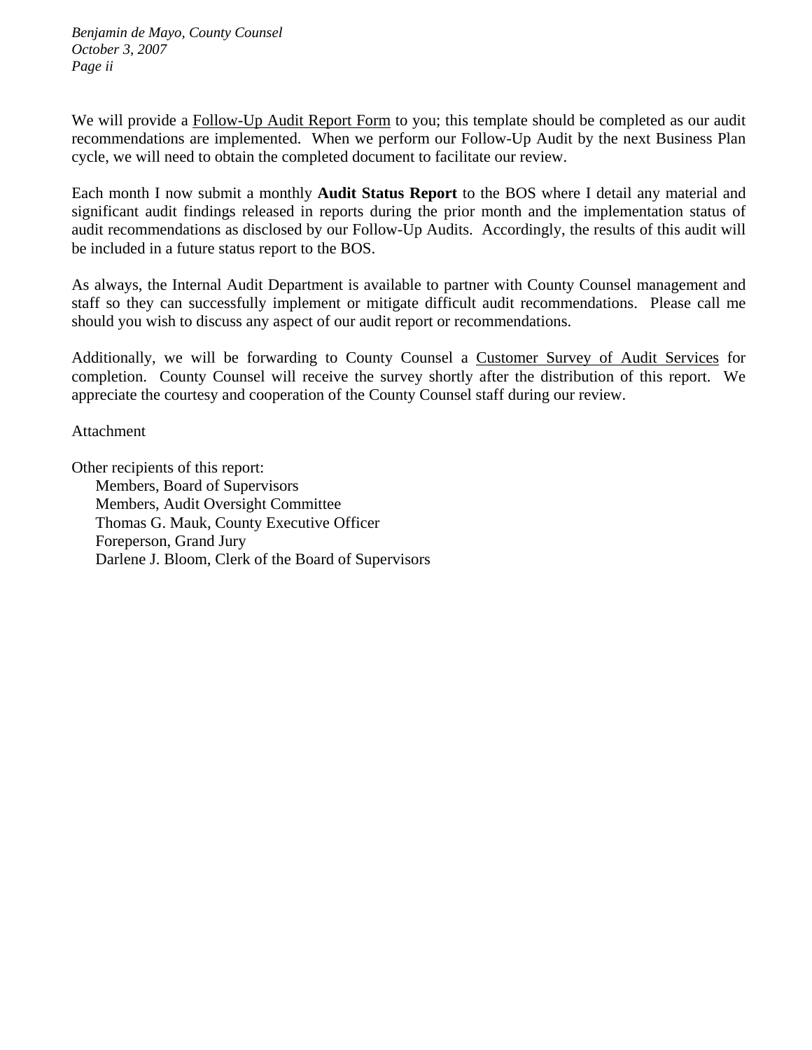We will provide a Follow-Up Audit Report Form to you; this template should be completed as our audit recommendations are implemented. When we perform our Follow-Up Audit by the next Business Plan cycle, we will need to obtain the completed document to facilitate our review.

Each month I now submit a monthly **Audit Status Report** to the BOS where I detail any material and significant audit findings released in reports during the prior month and the implementation status of audit recommendations as disclosed by our Follow-Up Audits. Accordingly, the results of this audit will be included in a future status report to the BOS.

As always, the Internal Audit Department is available to partner with County Counsel management and staff so they can successfully implement or mitigate difficult audit recommendations. Please call me should you wish to discuss any aspect of our audit report or recommendations.

Additionally, we will be forwarding to County Counsel a Customer Survey of Audit Services for completion. County Counsel will receive the survey shortly after the distribution of this report. We appreciate the courtesy and cooperation of the County Counsel staff during our review.

Attachment

Other recipients of this report:
- Members, Board of Supervisors
- Members, Audit Oversight Committee
- Thomas G. Mauk, County Executive Officer
- Foreperson, Grand Jury
- Darlene J. Bloom, Clerk of the Board of Supervisors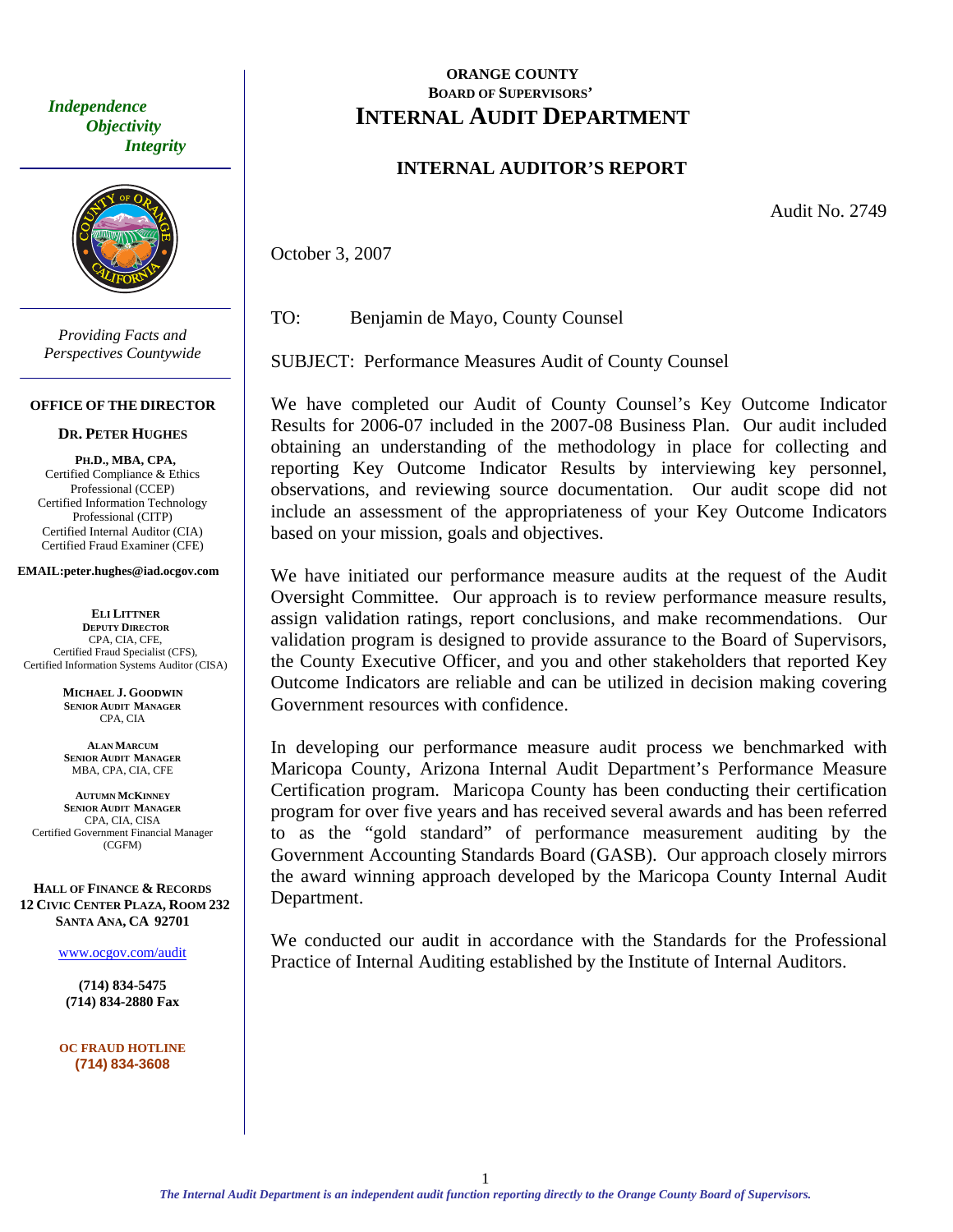*Independence*
*Objectivity*
*Integrity*

*Providing Facts and Perspectives Countywide*

**OFFICE OF THE DIRECTOR**

**DR. PETER HUGHES**

**PH.D., MBA, CPA,**
Certified Compliance & Ethics Professional (CCEP)
Certified Information Technology Professional (CITP)
Certified Internal Auditor (CIA)
Certified Fraud Examiner (CFE)

**EMAIL:peter.hughes@iad.ocgov.com**

**ELI LITTNER**
**DEPUTY DIRECTOR**
CPA, CIA, CFE,
Certified Fraud Specialist (CFS),
Certified Information Systems Auditor (CISA)

**MICHAEL J. GOODWIN**
**SENIOR AUDIT MANAGER**
CPA, CIA

**ALAN MARCUM**
**SENIOR AUDIT MANAGER**
MBA, CPA, CIA, CFE

**AUTUMN MCKINNEY**
**SENIOR AUDIT MANAGER**
CPA, CIA, CISA
Certified Government Financial Manager (CGFM)

**HALL OF FINANCE & RECORDS**
**12 CIVIC CENTER PLAZA, ROOM 232**
**SANTA ANA, CA 92701**

www.ocgov.com/audit

**(714) 834-5475**
**(714) 834-2880 Fax**

**OC FRAUD HOTLINE**
**(714) 834-3608**

**ORANGE COUNTY**
**BOARD OF SUPERVISORS'**
# INTERNAL AUDIT DEPARTMENT

## INTERNAL AUDITOR'S REPORT

Audit No. 2749

October 3, 2007

TO: Benjamin de Mayo, County Counsel

SUBJECT: Performance Measures Audit of County Counsel

We have completed our Audit of County Counsel's Key Outcome Indicator Results for 2006-07 included in the 2007-08 Business Plan. Our audit included obtaining an understanding of the methodology in place for collecting and reporting Key Outcome Indicator Results by interviewing key personnel, observations, and reviewing source documentation. Our audit scope did not include an assessment of the appropriateness of your Key Outcome Indicators based on your mission, goals and objectives.

We have initiated our performance measure audits at the request of the Audit Oversight Committee. Our approach is to review performance measure results, assign validation ratings, report conclusions, and make recommendations. Our validation program is designed to provide assurance to the Board of Supervisors, the County Executive Officer, and you and other stakeholders that reported Key Outcome Indicators are reliable and can be utilized in decision making covering Government resources with confidence.

In developing our performance measure audit process we benchmarked with Maricopa County, Arizona Internal Audit Department's Performance Measure Certification program. Maricopa County has been conducting their certification program for over five years and has received several awards and has been referred to as the "gold standard" of performance measurement auditing by the Government Accounting Standards Board (GASB). Our approach closely mirrors the award winning approach developed by the Maricopa County Internal Audit Department.

We conducted our audit in accordance with the Standards for the Professional Practice of Internal Auditing established by the Institute of Internal Auditors.

*The Internal Audit Department is an independent audit function reporting directly to the Orange County Board of Supervisors.*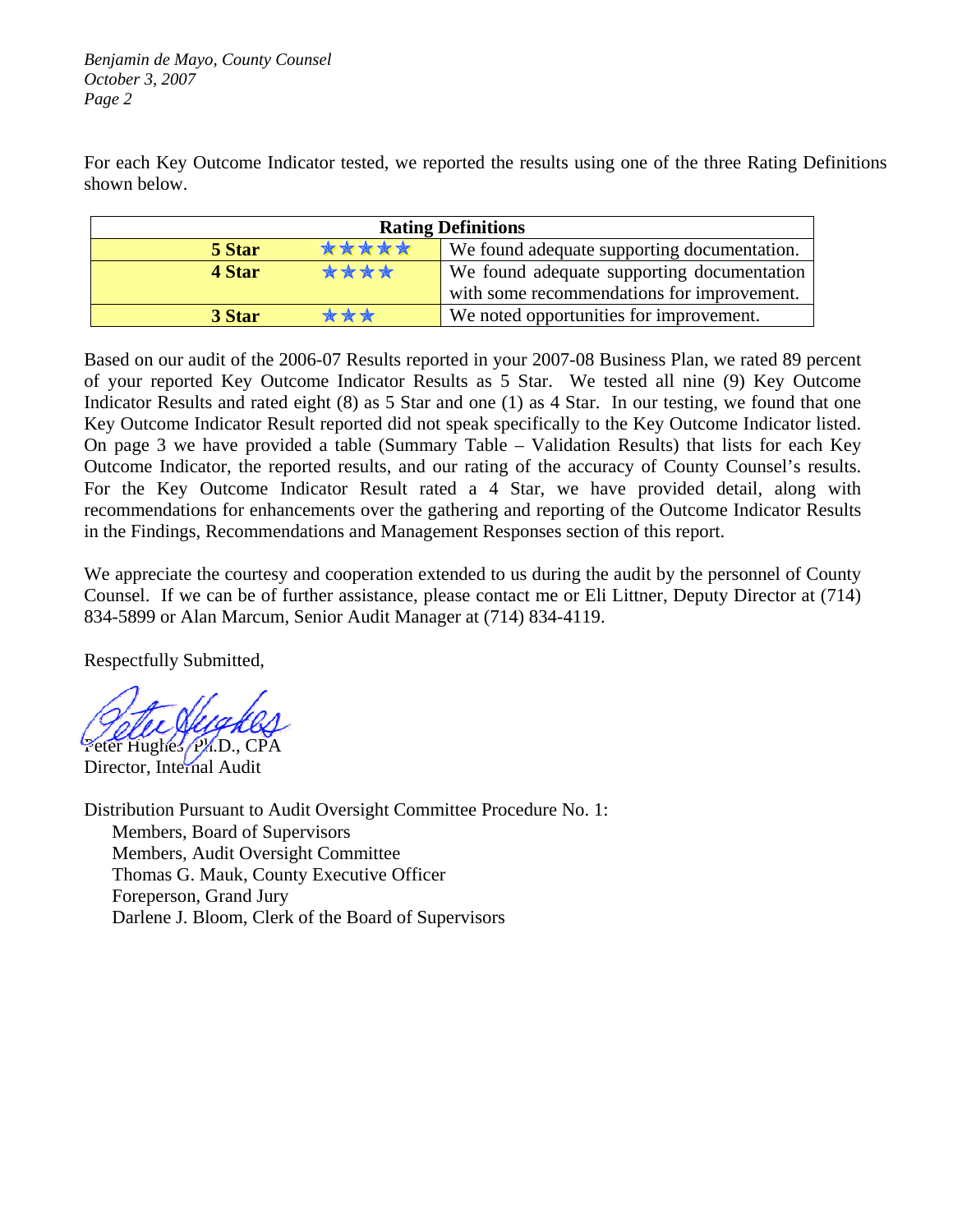For each Key Outcome Indicator tested, we reported the results using one of the three Rating Definitions shown below.

| Rating Definitions | | |
|---|---|---|
| **5 Star** | ★★★★★ | We found adequate supporting documentation. |
| **4 Star** | ★★★★ | We found adequate supporting documentation with some recommendations for improvement. |
| **3 Star** | ★★★ | We noted opportunities for improvement. |

Based on our audit of the 2006-07 Results reported in your 2007-08 Business Plan, we rated 89 percent of your reported Key Outcome Indicator Results as 5 Star. We tested all nine (9) Key Outcome Indicator Results and rated eight (8) as 5 Star and one (1) as 4 Star. In our testing, we found that one Key Outcome Indicator Result reported did not speak specifically to the Key Outcome Indicator listed. On page 3 we have provided a table (Summary Table – Validation Results) that lists for each Key Outcome Indicator, the reported results, and our rating of the accuracy of County Counsel's results. For the Key Outcome Indicator Result rated a 4 Star, we have provided detail, along with recommendations for enhancements over the gathering and reporting of the Outcome Indicator Results in the Findings, Recommendations and Management Responses section of this report.

We appreciate the courtesy and cooperation extended to us during the audit by the personnel of County Counsel. If we can be of further assistance, please contact me or Eli Littner, Deputy Director at (714) 834-5899 or Alan Marcum, Senior Audit Manager at (714) 834-4119.

Respectfully Submitted,

Peter Hughes, Ph.D., CPA
Director, Internal Audit

Distribution Pursuant to Audit Oversight Committee Procedure No. 1:

- Members, Board of Supervisors
- Members, Audit Oversight Committee
- Thomas G. Mauk, County Executive Officer
- Foreperson, Grand Jury
- Darlene J. Bloom, Clerk of the Board of Supervisors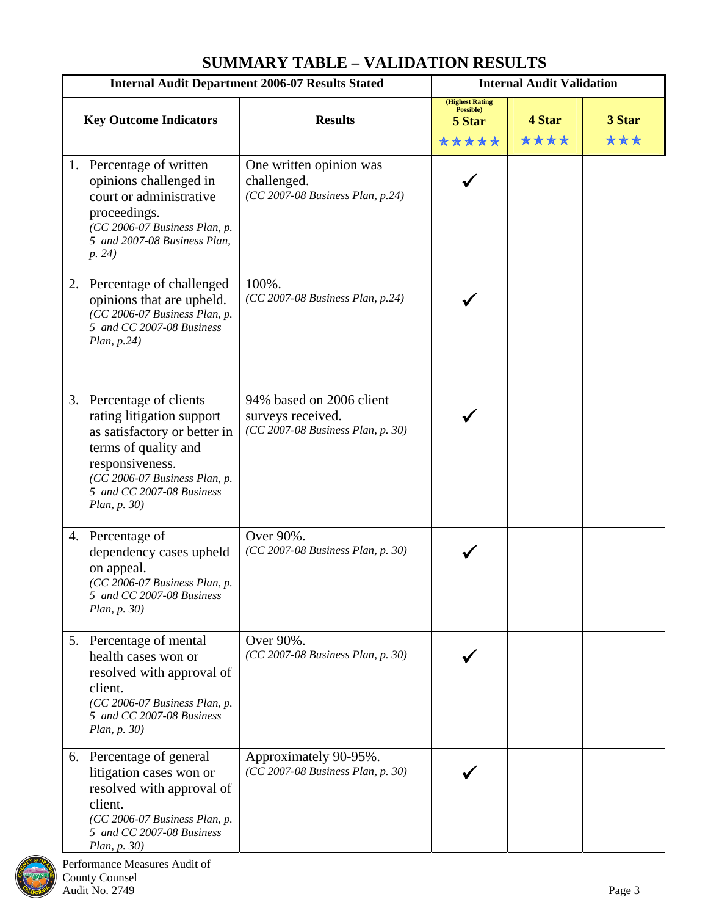# SUMMARY TABLE – VALIDATION RESULTS

| Internal Audit Department 2006-07 Results Stated | | Internal Audit Validation | | |
|---|---|---|---|---|
| **Key Outcome Indicators** | **Results** | (Highest Rating Possible) **5 Star** ★★★★★ | **4 Star** ★★★★ | **3 Star** ★★★ |
| 1. Percentage of written opinions challenged in court or administrative proceedings. *(CC 2006-07 Business Plan, p. 5 and 2007-08 Business Plan, p. 24)* | One written opinion was challenged. *(CC 2007-08 Business Plan, p.24)* | ✓ | | |
| 2. Percentage of challenged opinions that are upheld. *(CC 2006-07 Business Plan, p. 5 and CC 2007-08 Business Plan, p.24)* | 100%. *(CC 2007-08 Business Plan, p.24)* | ✓ | | |
| 3. Percentage of clients rating litigation support as satisfactory or better in terms of quality and responsiveness. *(CC 2006-07 Business Plan, p. 5 and CC 2007-08 Business Plan, p. 30)* | 94% based on 2006 client surveys received. *(CC 2007-08 Business Plan, p. 30)* | ✓ | | |
| 4. Percentage of dependency cases upheld on appeal. *(CC 2006-07 Business Plan, p. 5 and CC 2007-08 Business Plan, p. 30)* | Over 90%. *(CC 2007-08 Business Plan, p. 30)* | ✓ | | |
| 5. Percentage of mental health cases won or resolved with approval of client. *(CC 2006-07 Business Plan, p. 5 and CC 2007-08 Business Plan, p. 30)* | Over 90%. *(CC 2007-08 Business Plan, p. 30)* | ✓ | | |
| 6. Percentage of general litigation cases won or resolved with approval of client. *(CC 2006-07 Business Plan, p. 5 and CC 2007-08 Business Plan, p. 30)* | Approximately 90-95%. *(CC 2007-08 Business Plan, p. 30)* | ✓ | | |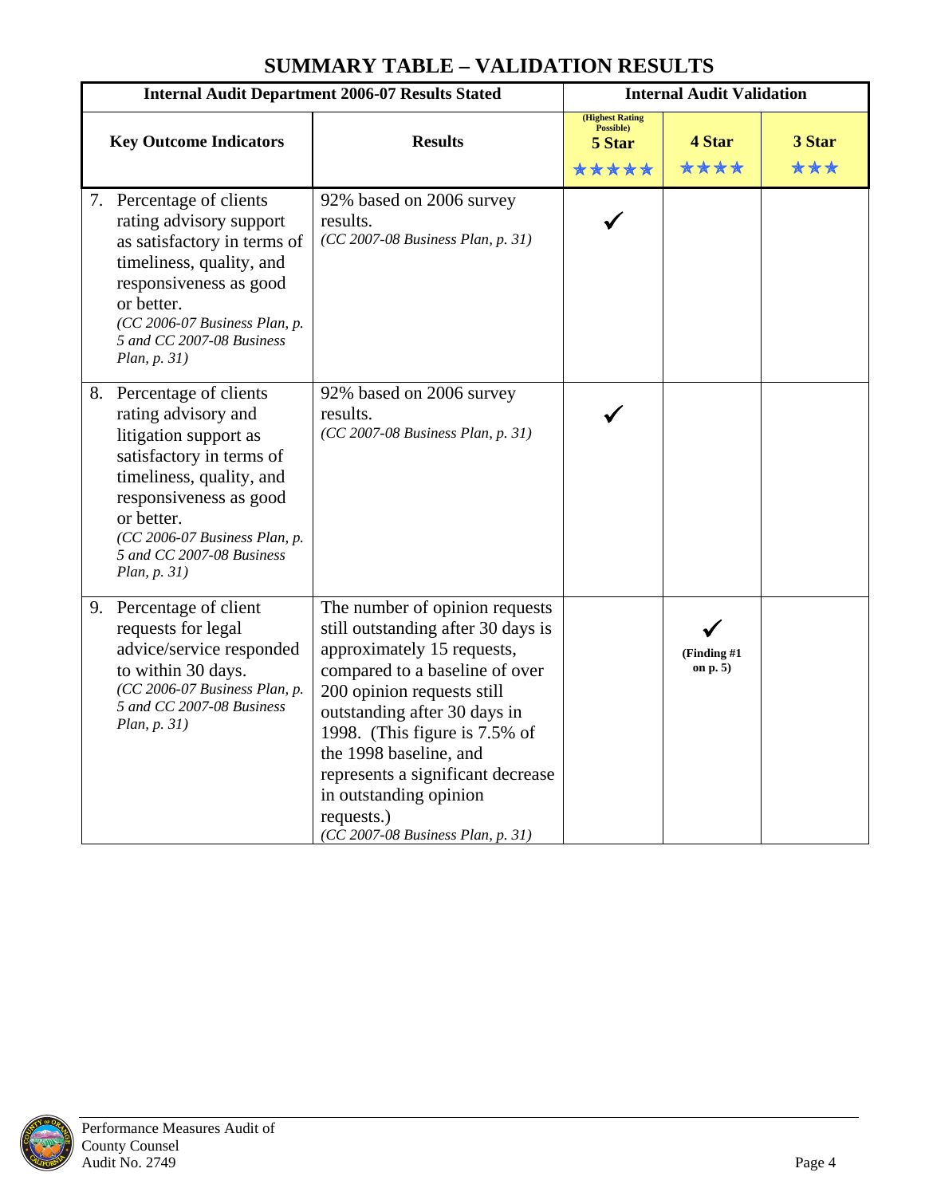## SUMMARY TABLE – VALIDATION RESULTS

| Internal Audit Department 2006-07 Results Stated | | Internal Audit Validation | | |
|---|---|---|---|---|
| **Key Outcome Indicators** | **Results** | (Highest Rating Possible) **5 Star** ★★★★★ | **4 Star** ★★★★ | **3 Star** ★★★ |
| 7. Percentage of clients rating advisory support as satisfactory in terms of timeliness, quality, and responsiveness as good or better. *(CC 2006-07 Business Plan, p. 5 and CC 2007-08 Business Plan, p. 31)* | 92% based on 2006 survey results. *(CC 2007-08 Business Plan, p. 31)* | ✓ | | |
| 8. Percentage of clients rating advisory and litigation support as satisfactory in terms of timeliness, quality, and responsiveness as good or better. *(CC 2006-07 Business Plan, p. 5 and CC 2007-08 Business Plan, p. 31)* | 92% based on 2006 survey results. *(CC 2007-08 Business Plan, p. 31)* | ✓ | | |
| 9. Percentage of client requests for legal advice/service responded to within 30 days. *(CC 2006-07 Business Plan, p. 5 and CC 2007-08 Business Plan, p. 31)* | The number of opinion requests still outstanding after 30 days is approximately 15 requests, compared to a baseline of over 200 opinion requests still outstanding after 30 days in 1998. (This figure is 7.5% of the 1998 baseline, and represents a significant decrease in outstanding opinion requests.) *(CC 2007-08 Business Plan, p. 31)* | | ✓ **(Finding #1 on p. 5)** | |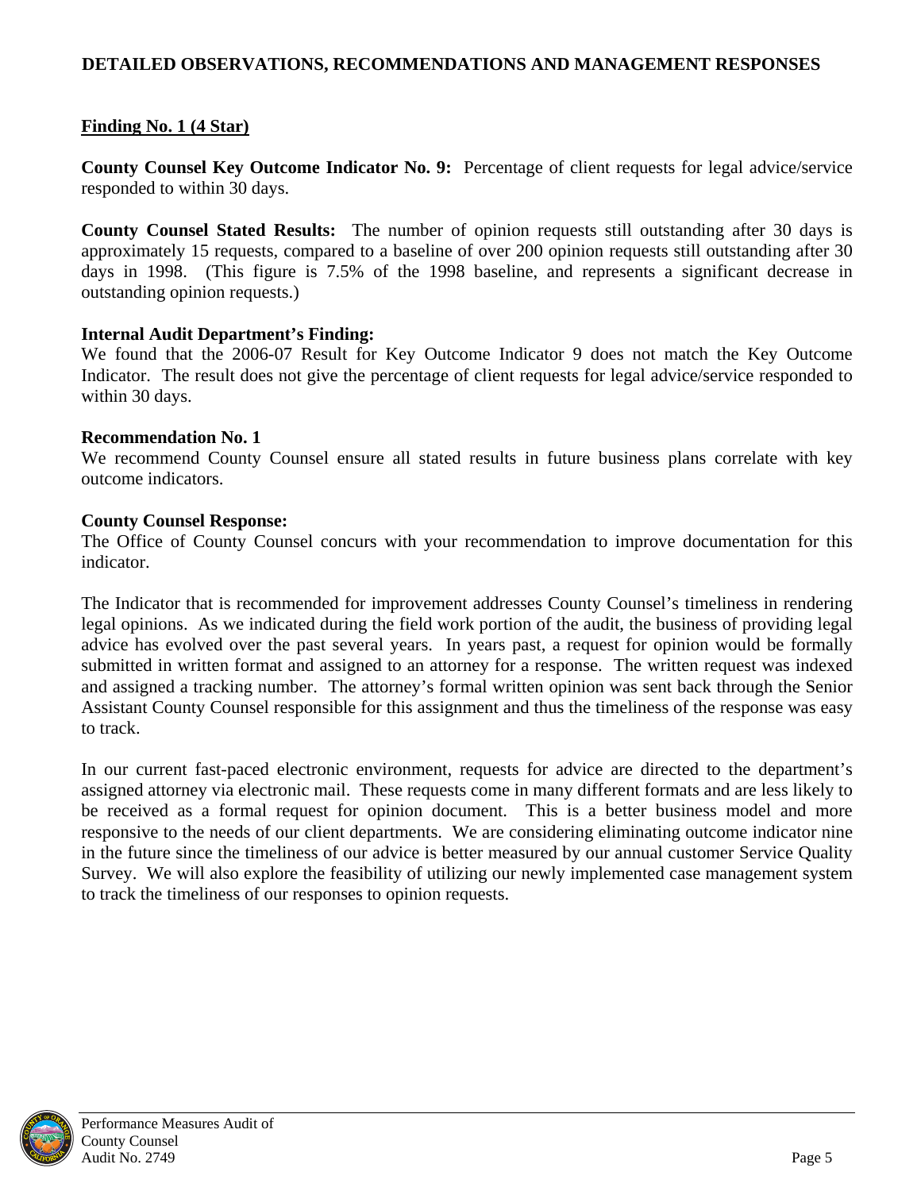## DETAILED OBSERVATIONS, RECOMMENDATIONS AND MANAGEMENT RESPONSES

### Finding No. 1 (4 Star)

**County Counsel Key Outcome Indicator No. 9:** Percentage of client requests for legal advice/service responded to within 30 days.

**County Counsel Stated Results:** The number of opinion requests still outstanding after 30 days is approximately 15 requests, compared to a baseline of over 200 opinion requests still outstanding after 30 days in 1998. (This figure is 7.5% of the 1998 baseline, and represents a significant decrease in outstanding opinion requests.)

**Internal Audit Department's Finding:**
We found that the 2006-07 Result for Key Outcome Indicator 9 does not match the Key Outcome Indicator. The result does not give the percentage of client requests for legal advice/service responded to within 30 days.

**Recommendation No. 1**
We recommend County Counsel ensure all stated results in future business plans correlate with key outcome indicators.

**County Counsel Response:**
The Office of County Counsel concurs with your recommendation to improve documentation for this indicator.

The Indicator that is recommended for improvement addresses County Counsel's timeliness in rendering legal opinions. As we indicated during the field work portion of the audit, the business of providing legal advice has evolved over the past several years. In years past, a request for opinion would be formally submitted in written format and assigned to an attorney for a response. The written request was indexed and assigned a tracking number. The attorney's formal written opinion was sent back through the Senior Assistant County Counsel responsible for this assignment and thus the timeliness of the response was easy to track.

In our current fast-paced electronic environment, requests for advice are directed to the department's assigned attorney via electronic mail. These requests come in many different formats and are less likely to be received as a formal request for opinion document. This is a better business model and more responsive to the needs of our client departments. We are considering eliminating outcome indicator nine in the future since the timeliness of our advice is better measured by our annual customer Service Quality Survey. We will also explore the feasibility of utilizing our newly implemented case management system to track the timeliness of our responses to opinion requests.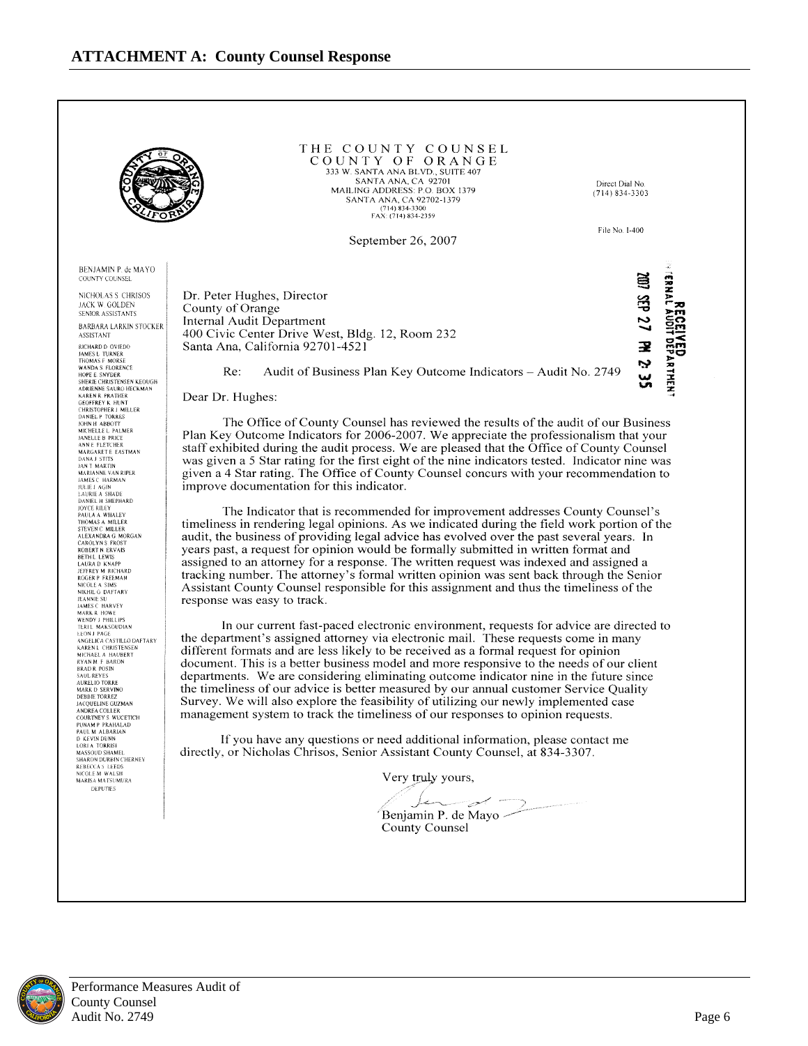## ATTACHMENT A: County Counsel Response

THE COUNTY COUNSEL
COUNTY OF ORANGE
333 W. SANTA ANA BLVD., SUITE 407
SANTA ANA, CA 92701
MAILING ADDRESS: P.O. BOX 1379
SANTA ANA, CA 92702-1379
(714) 834-3300
FAX: (714) 834-2359

Direct Dial No.
(714) 834-3303

File No. I-400

September 26, 2007

BENJAMIN P. de MAYO
COUNTY COUNSEL

NICHOLAS S. CHRISOS
JACK W. GOLDEN
SENIOR ASSISTANTS

BARBARA LARKIN STOCKER
ASSISTANT

RICHARD D. OVIEDO
JAMES L. TURNER
THOMAS F. MORSE
WANDA S. FLORENCE
HOPE E. SNYDER
SHERIE CHRISTENSEN KEOUGH
ADRIENNE SAURO HECKMAN
KAREN R. PRATHER
GEOFFREY K. HUNT
CHRISTOPHER J. MILLER
DANIEL P. TORRES
JOHN H. ABBOTT
MICHELLE L. PALMER
JANELLE B. PRICE
ANNE FLETCHER
MARGARET E. EASTMAN
DANA J. STITS
JAN T. MARTIN
MARIANNE VAN RIPER
JAMES C. HARMAN
JULIE J. AGIN
LAURIE A. SHADE
DANIEL H. SHEPHARD
JOYCE RILEY
PAULA A. WHALEY
THOMAS A. MILLER
STEVEN C. MILLER
ALEXANDRA G. MORGAN
CAROLYN S. FROST
ROBERT N. ERVAIS
BETH L. LEWIS
LAURA D. KNAPP
JEFFREY M. RICHARD
ROGER P. FREEMAN
NICOLE A. SIMS
NIKHIL G. DAFTARY
JEANNIE SU
JAMES C. HARVEY
MARK R. HOWE
WENDY J. PHILLIPS
TERI L. MAKSOUDIAN
LEON J. PAGE
ANGELICA CASTILLO DAFTARY
KAREN L. CHRISTENSEN
MICHAEL A. HAUBERT
RYAN M. F. BARON
BRAD R. POSIN
SAUL REYES
AURELIO TORRE
MARK D. SERVINO
DEBBIE TORREZ
JACQUELINE GUZMAN
ANDREA COLLIER
COURTNEY S. WUCETICH
PUNAM P. PRAHALAD
PAUL M. ALBARIAN
D. KEVIN DUNN
LORI A. TORRISI
MASSOUD SHAMEL
SHARON DURBIN CHERNEY
REBECCA S. LEEDS
NICOLE M. WALSH
MARISA MATSUMURA
DEPUTIES

RECEIVED
INTERNAL AUDIT DEPARTMENT
2007 SEP 27 PM 2:35

Dr. Peter Hughes, Director
County of Orange
Internal Audit Department
400 Civic Center Drive West, Bldg. 12, Room 232
Santa Ana, California 92701-4521

Re: Audit of Business Plan Key Outcome Indicators – Audit No. 2749

Dear Dr. Hughes:

The Office of County Counsel has reviewed the results of the audit of our Business Plan Key Outcome Indicators for 2006-2007. We appreciate the professionalism that your staff exhibited during the audit process. We are pleased that the Office of County Counsel was given a 5 Star rating for the first eight of the nine indicators tested. Indicator nine was given a 4 Star rating. The Office of County Counsel concurs with your recommendation to improve documentation for this indicator.

The Indicator that is recommended for improvement addresses County Counsel's timeliness in rendering legal opinions. As we indicated during the field work portion of the audit, the business of providing legal advice has evolved over the past several years. In years past, a request for opinion would be formally submitted in written format and assigned to an attorney for a response. The written request was indexed and assigned a tracking number. The attorney's formal written opinion was sent back through the Senior Assistant County Counsel responsible for this assignment and thus the timeliness of the response was easy to track.

In our current fast-paced electronic environment, requests for advice are directed to the department's assigned attorney via electronic mail. These requests come in many different formats and are less likely to be received as a formal request for opinion document. This is a better business model and more responsive to the needs of our client departments. We are considering eliminating outcome indicator nine in the future since the timeliness of our advice is better measured by our annual customer Service Quality Survey. We will also explore the feasibility of utilizing our newly implemented case management system to track the timeliness of our responses to opinion requests.

If you have any questions or need additional information, please contact me directly, or Nicholas Chrisos, Senior Assistant County Counsel, at 834-3307.

Very truly yours,

Benjamin P. de Mayo
County Counsel